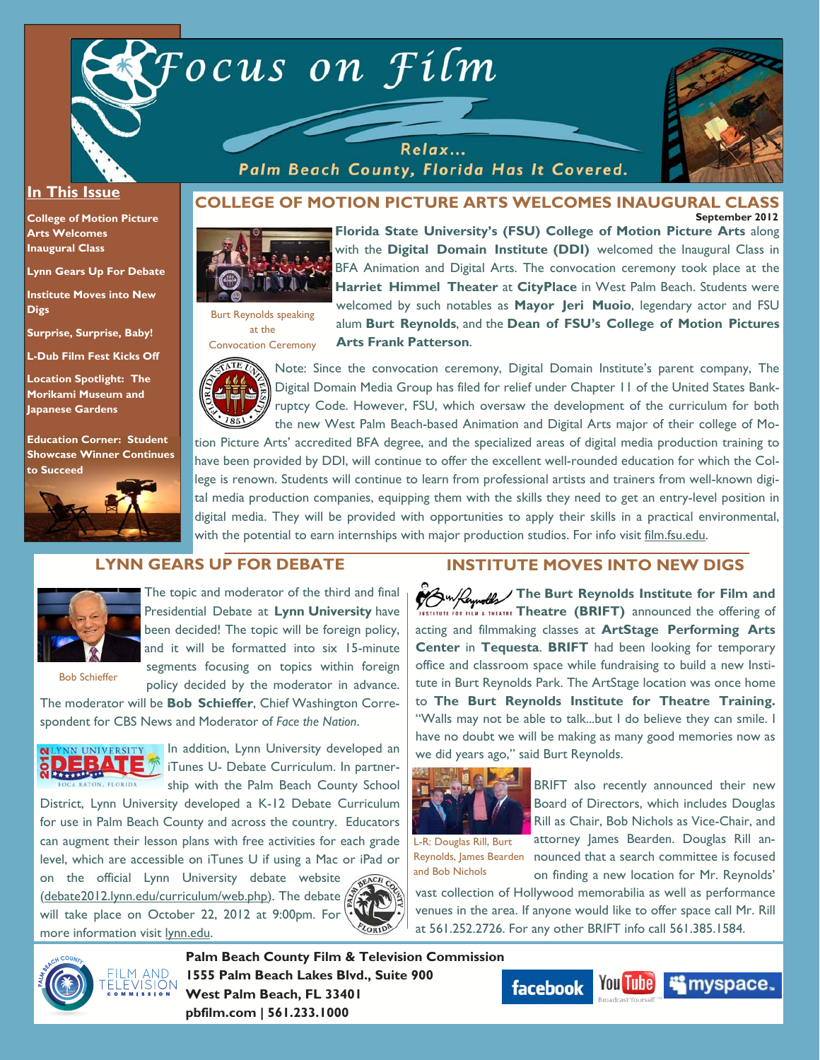# Focus on Film

Relax... Palm Beach County, Florida Has It Covered.

## In This Issue

- College of Motion Picture Arts Welcomes Inaugural Class
- Lynn Gears Up For Debate
- Institute Moves into New Digs
- Surprise, Surprise, Baby!
- L-Dub Film Fest Kicks Off
- Location Spotlight: The Morikami Museum and Japanese Gardens
- Education Corner: Student Showcase Winner Continues to Succeed

## COLLEGE OF MOTION PICTURE ARTS WELCOMES INAUGURAL CLASS

**September 2012**

Burt Reynolds speaking at the Convocation Ceremony

**Florida State University's (FSU) College of Motion Picture Arts** along with the **Digital Domain Institute (DDI)** welcomed the Inaugural Class in BFA Animation and Digital Arts. The convocation ceremony took place at the **Harriet Himmel Theater** at **CityPlace** in West Palm Beach. Students were welcomed by such notables as **Mayor Jeri Muoio**, legendary actor and FSU alum **Burt Reynolds**, and the **Dean of FSU's College of Motion Pictures Arts Frank Patterson**.

Note: Since the convocation ceremony, Digital Domain Institute's parent company, The Digital Domain Media Group has filed for relief under Chapter 11 of the United States Bankruptcy Code. However, FSU, which oversaw the development of the curriculum for both the new West Palm Beach-based Animation and Digital Arts major of their college of Motion Picture Arts' accredited BFA degree, and the specialized areas of digital media production training to have been provided by DDI, will continue to offer the excellent well-rounded education for which the College is renown. Students will continue to learn from professional artists and trainers from well-known digital media production companies, equipping them with the skills they need to get an entry-level position in digital media. They will be provided with opportunities to apply their skills in a practical environmental, with the potential to earn internships with major production studios. For info visit film.fsu.edu.

## LYNN GEARS UP FOR DEBATE

Bob Schieffer

The topic and moderator of the third and final Presidential Debate at **Lynn University** have been decided! The topic will be foreign policy, and it will be formatted into six 15-minute segments focusing on topics within foreign policy decided by the moderator in advance. The moderator will be **Bob Schieffer**, Chief Washington Correspondent for CBS News and Moderator of *Face the Nation*.

In addition, Lynn University developed an iTunes U- Debate Curriculum. In partnership with the Palm Beach County School District, Lynn University developed a K-12 Debate Curriculum for use in Palm Beach County and across the country. Educators can augment their lesson plans with free activities for each grade level, which are accessible on iTunes U if using a Mac or iPad or on the official Lynn University debate website (debate2012.lynn.edu/curriculum/web.php). The debate will take place on October 22, 2012 at 9:00pm. For more information visit lynn.edu.

## INSTITUTE MOVES INTO NEW DIGS

**The Burt Reynolds Institute for Film and Theatre (BRIFT)** announced the offering of acting and filmmaking classes at **ArtStage Performing Arts Center** in **Tequesta**. **BRIFT** had been looking for temporary office and classroom space while fundraising to build a new Institute in Burt Reynolds Park. The ArtStage location was once home to **The Burt Reynolds Institute for Theatre Training.** "Walls may not be able to talk...but I do believe they can smile. I have no doubt we will be making as many good memories now as we did years ago," said Burt Reynolds.

L-R: Douglas Rill, Burt Reynolds, James Bearden and Bob Nichols

BRIFT also recently announced their new Board of Directors, which includes Douglas Rill as Chair, Bob Nichols as Vice-Chair, and attorney James Bearden. Douglas Rill announced that a search committee is focused on finding a new location for Mr. Reynolds' vast collection of Hollywood memorabilia as well as performance venues in the area. If anyone would like to offer space call Mr. Rill at 561.252.2726. For any other BRIFT info call 561.385.1584.

**Palm Beach County Film & Television Commission**
**1555 Palm Beach Lakes Blvd., Suite 900**
**West Palm Beach, FL 33401**
**pbfilm.com | 561.233.1000**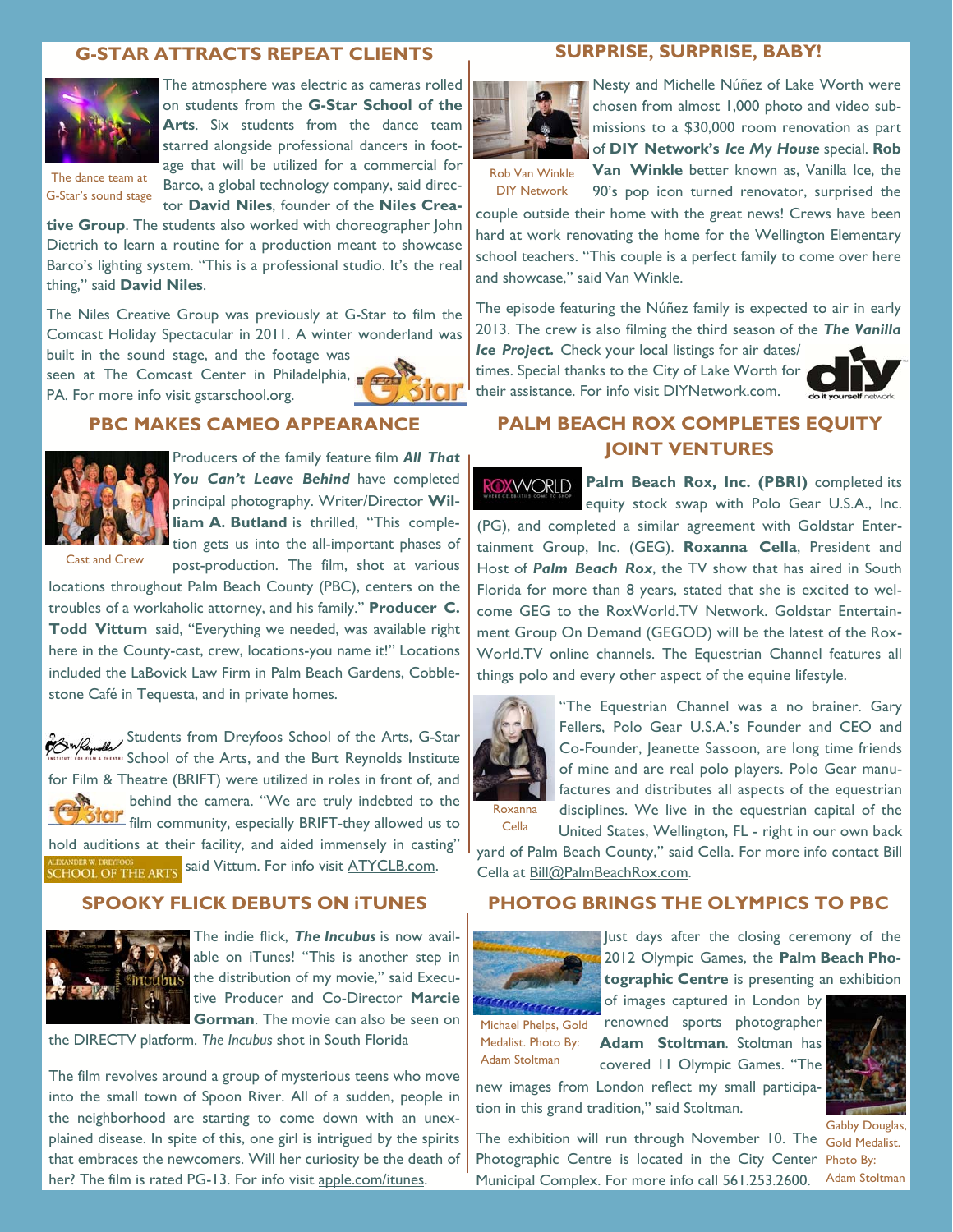## G-STAR ATTRACTS REPEAT CLIENTS

The dance team at G-Star's sound stage

The atmosphere was electric as cameras rolled on students from the **G-Star School of the Arts**. Six students from the dance team starred alongside professional dancers in footage that will be utilized for a commercial for Barco, a global technology company, said director **David Niles**, founder of the **Niles Creative Group**. The students also worked with choreographer John Dietrich to learn a routine for a production meant to showcase Barco's lighting system. "This is a professional studio. It's the real thing," said **David Niles**.

The Niles Creative Group was previously at G-Star to film the Comcast Holiday Spectacular in 2011. A winter wonderland was built in the sound stage, and the footage was seen at The Comcast Center in Philadelphia, PA. For more info visit gstarschool.org.

## SURPRISE, SURPRISE, BABY!

Rob Van Winkle DIY Network

Nesty and Michelle Núñez of Lake Worth were chosen from almost 1,000 photo and video submissions to a $30,000 room renovation as part of **DIY Network's *Ice My House*** special. **Rob Van Winkle** better known as, Vanilla Ice, the 90's pop icon turned renovator, surprised the couple outside their home with the great news! Crews have been hard at work renovating the home for the Wellington Elementary school teachers. "This couple is a perfect family to come over here and showcase," said Van Winkle.

The episode featuring the Núñez family is expected to air in early 2013. The crew is also filming the third season of the ***The Vanilla Ice Project.*** Check your local listings for air dates/times. Special thanks to the City of Lake Worth for their assistance. For info visit DIYNetwork.com.

## PBC MAKES CAMEO APPEARANCE

Cast and Crew

Producers of the family feature film ***All That You Can't Leave Behind*** have completed principal photography. Writer/Director **William A. Butland** is thrilled, "This completion gets us into the all-important phases of post-production. The film, shot at various locations throughout Palm Beach County (PBC), centers on the troubles of a workaholic attorney, and his family." **Producer C. Todd Vittum** said, "Everything we needed, was available right here in the County-cast, crew, locations-you name it!" Locations included the LaBovick Law Firm in Palm Beach Gardens, Cobblestone Café in Tequesta, and in private homes.

Students from Dreyfoos School of the Arts, G-Star School of the Arts, and the Burt Reynolds Institute for Film & Theatre (BRIFT) were utilized in roles in front of, and behind the camera. "We are truly indebted to the film community, especially BRIFT-they allowed us to hold auditions at their facility, and aided immensely in casting" said Vittum. For info visit ATYCLB.com.

## PALM BEACH ROX COMPLETES EQUITY JOINT VENTURES

**Palm Beach Rox, Inc. (PBRI)** completed its equity stock swap with Polo Gear U.S.A., Inc. (PG), and completed a similar agreement with Goldstar Entertainment Group, Inc. (GEG). **Roxanna Cella**, President and Host of ***Palm Beach Rox***, the TV show that has aired in South Florida for more than 8 years, stated that she is excited to welcome GEG to the RoxWorld.TV Network. Goldstar Entertainment Group On Demand (GEGOD) will be the latest of the RoxWorld.TV online channels. The Equestrian Channel features all things polo and every other aspect of the equine lifestyle.

Roxanna Cella

"The Equestrian Channel was a no brainer. Gary Fellers, Polo Gear U.S.A.'s Founder and CEO and Co-Founder, Jeanette Sassoon, are long time friends of mine and are real polo players. Polo Gear manufactures and distributes all aspects of the equestrian disciplines. We live in the equestrian capital of the United States, Wellington, FL - right in our own back yard of Palm Beach County," said Cella. For more info contact Bill Cella at Bill@PalmBeachRox.com.

## SPOOKY FLICK DEBUTS ON iTUNES

The indie flick, ***The Incubus*** is now available on iTunes! "This is another step in the distribution of my movie," said Executive Producer and Co-Director **Marcie Gorman**. The movie can also be seen on the DIRECTV platform. *The Incubus* shot in South Florida

The film revolves around a group of mysterious teens who move into the small town of Spoon River. All of a sudden, people in the neighborhood are starting to come down with an unexplained disease. In spite of this, one girl is intrigued by the spirits that embraces the newcomers. Will her curiosity be the death of her? The film is rated PG-13. For info visit apple.com/itunes.

## PHOTOG BRINGS THE OLYMPICS TO PBC

Michael Phelps, Gold Medalist. Photo By: Adam Stoltman

Just days after the closing ceremony of the 2012 Olympic Games, the **Palm Beach Photographic Centre** is presenting an exhibition of images captured in London by renowned sports photographer **Adam Stoltman**. Stoltman has covered 11 Olympic Games. "The new images from London reflect my small participation in this grand tradition," said Stoltman.

Gabby Douglas, Gold Medalist. Photo By: Adam Stoltman

The exhibition will run through November 10. The Photographic Centre is located in the City Center Municipal Complex. For more info call 561.253.2600.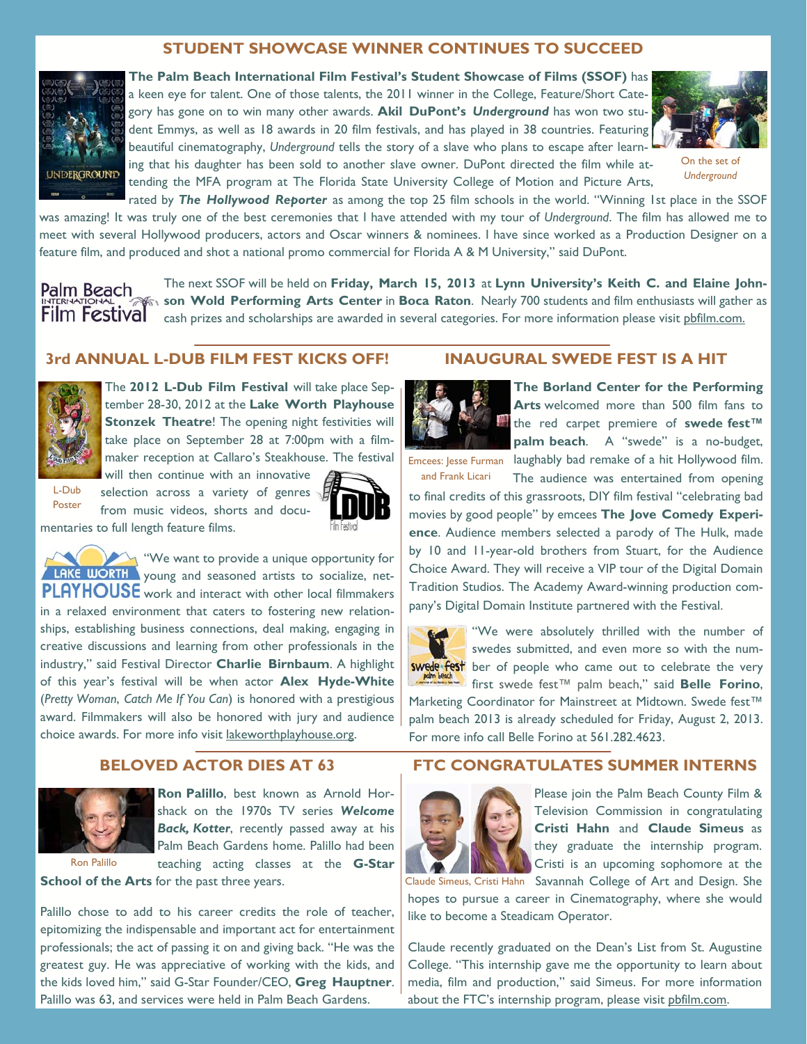## STUDENT SHOWCASE WINNER CONTINUES TO SUCCEED

**The Palm Beach International Film Festival's Student Showcase of Films (SSOF)** has a keen eye for talent. One of those talents, the 2011 winner in the College, Feature/Short Category has gone on to win many other awards. **Akil DuPont's *Underground*** has won two student Emmys, as well as 18 awards in 20 film festivals, and has played in 38 countries. Featuring beautiful cinematography, *Underground* tells the story of a slave who plans to escape after learning that his daughter has been sold to another slave owner. DuPont directed the film while attending the MFA program at The Florida State University College of Motion and Picture Arts, rated by ***The Hollywood Reporter*** as among the top 25 film schools in the world. "Winning 1st place in the SSOF was amazing! It was truly one of the best ceremonies that I have attended with my tour of *Underground*. The film has allowed me to meet with several Hollywood producers, actors and Oscar winners & nominees. I have since worked as a Production Designer on a feature film, and produced and shot a national promo commercial for Florida A & M University," said DuPont.

On the set of *Underground*

The next SSOF will be held on **Friday, March 15, 2013** at **Lynn University's Keith C. and Elaine Johnson Wold Performing Arts Center** in **Boca Raton**. Nearly 700 students and film enthusiasts will gather as cash prizes and scholarships are awarded in several categories. For more information please visit pbfilm.com.

## 3rd ANNUAL L-DUB FILM FEST KICKS OFF!

The **2012 L-Dub Film Festival** will take place September 28-30, 2012 at the **Lake Worth Playhouse Stonzek Theatre**! The opening night festivities will take place on September 28 at 7:00pm with a filmmaker reception at Callaro's Steakhouse. The festival will then continue with an innovative selection across a variety of genres from music videos, shorts and documentaries to full length feature films.

L-Dub Poster

"We want to provide a unique opportunity for young and seasoned artists to socialize, network and interact with other local filmmakers in a relaxed environment that caters to fostering new relationships, establishing business connections, deal making, engaging in creative discussions and learning from other professionals in the industry," said Festival Director **Charlie Birnbaum**. A highlight of this year's festival will be when actor **Alex Hyde-White** (*Pretty Woman*, *Catch Me If You Can*) is honored with a prestigious award. Filmmakers will also be honored with jury and audience choice awards. For more info visit lakeworthplayhouse.org.

## INAUGURAL SWEDE FEST IS A HIT

**The Borland Center for the Performing Arts** welcomed more than 500 film fans to the red carpet premiere of **swede fest™ palm beach**. A "swede" is a no-budget, laughably bad remake of a hit Hollywood film. The audience was entertained from opening to final credits of this grassroots, DIY film festival "celebrating bad movies by good people" by emcees **The Jove Comedy Experience**. Audience members selected a parody of The Hulk, made by 10 and 11-year-old brothers from Stuart, for the Audience Choice Award. They will receive a VIP tour of the Digital Domain Tradition Studios. The Academy Award-winning production company's Digital Domain Institute partnered with the Festival.

Emcees: Jesse Furman and Frank Licari

"We were absolutely thrilled with the number of swedes submitted, and even more so with the number of people who came out to celebrate the very first swede fest™ palm beach," said **Belle Forino**, Marketing Coordinator for Mainstreet at Midtown. Swede fest™ palm beach 2013 is already scheduled for Friday, August 2, 2013. For more info call Belle Forino at 561.282.4623.

## BELOVED ACTOR DIES AT 63

**Ron Palillo**, best known as Arnold Horshack on the 1970s TV series ***Welcome Back, Kotter***, recently passed away at his Palm Beach Gardens home. Palillo had been teaching acting classes at the **G-Star School of the Arts** for the past three years.

Ron Palillo

Palillo chose to add to his career credits the role of teacher, epitomizing the indispensable and important act for entertainment professionals; the act of passing it on and giving back. "He was the greatest guy. He was appreciative of working with the kids, and the kids loved him," said G-Star Founder/CEO, **Greg Hauptner**. Palillo was 63, and services were held in Palm Beach Gardens.

## FTC CONGRATULATES SUMMER INTERNS

Please join the Palm Beach County Film & Television Commission in congratulating **Cristi Hahn** and **Claude Simeus** as they graduate the internship program. Cristi is an upcoming sophomore at the Savannah College of Art and Design. She hopes to pursue a career in Cinematography, where she would like to become a Steadicam Operator.

Claude Simeus, Cristi Hahn

Claude recently graduated on the Dean's List from St. Augustine College. "This internship gave me the opportunity to learn about media, film and production," said Simeus. For more information about the FTC's internship program, please visit pbfilm.com.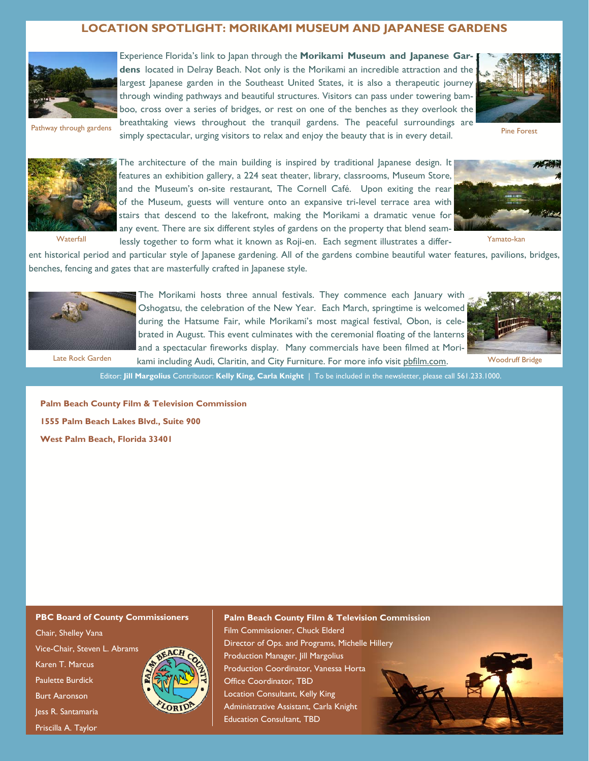## LOCATION SPOTLIGHT: MORIKAMI MUSEUM AND JAPANESE GARDENS

Pathway through gardens

Pine Forest

Experience Florida's link to Japan through the **Morikami Museum and Japanese Gardens** located in Delray Beach. Not only is the Morikami an incredible attraction and the largest Japanese garden in the Southeast United States, it is also a therapeutic journey through winding pathways and beautiful structures. Visitors can pass under towering bamboo, cross over a series of bridges, or rest on one of the benches as they overlook the breathtaking views throughout the tranquil gardens. The peaceful surroundings are simply spectacular, urging visitors to relax and enjoy the beauty that is in every detail.

Waterfall

Yamato-kan

The architecture of the main building is inspired by traditional Japanese design. It features an exhibition gallery, a 224 seat theater, library, classrooms, Museum Store, and the Museum's on-site restaurant, The Cornell Café. Upon exiting the rear of the Museum, guests will venture onto an expansive tri-level terrace area with stairs that descend to the lakefront, making the Morikami a dramatic venue for any event. There are six different styles of gardens on the property that blend seamlessly together to form what it known as Roji-en. Each segment illustrates a different historical period and particular style of Japanese gardening. All of the gardens combine beautiful water features, pavilions, bridges, benches, fencing and gates that are masterfully crafted in Japanese style.

Late Rock Garden

Woodruff Bridge

The Morikami hosts three annual festivals. They commence each January with Oshogatsu, the celebration of the New Year. Each March, springtime is welcomed during the Hatsume Fair, while Morikami's most magical festival, Obon, is celebrated in August. This event culminates with the ceremonial floating of the lanterns and a spectacular fireworks display. Many commercials have been filmed at Morikami including Audi, Claritin, and City Furniture. For more info visit pbfilm.com.

Editor: **Jill Margolius** Contributor: **Kelly King, Carla Knight** | To be included in the newsletter, please call 561.233.1000.

**Palm Beach County Film & Television Commission**

**1555 Palm Beach Lakes Blvd., Suite 900**

**West Palm Beach, Florida 33401**

**PBC Board of County Commissioners**

Chair, Shelley Vana
Vice-Chair, Steven L. Abrams
Karen T. Marcus
Paulette Burdick
Burt Aaronson
Jess R. Santamaria
Priscilla A. Taylor

**Palm Beach County Film & Television Commission**

Film Commissioner, Chuck Elderd
Director of Ops. and Programs, Michelle Hillery
Production Manager, Jill Margolius
Production Coordinator, Vanessa Horta
Office Coordinator, TBD
Location Consultant, Kelly King
Administrative Assistant, Carla Knight
Education Consultant, TBD